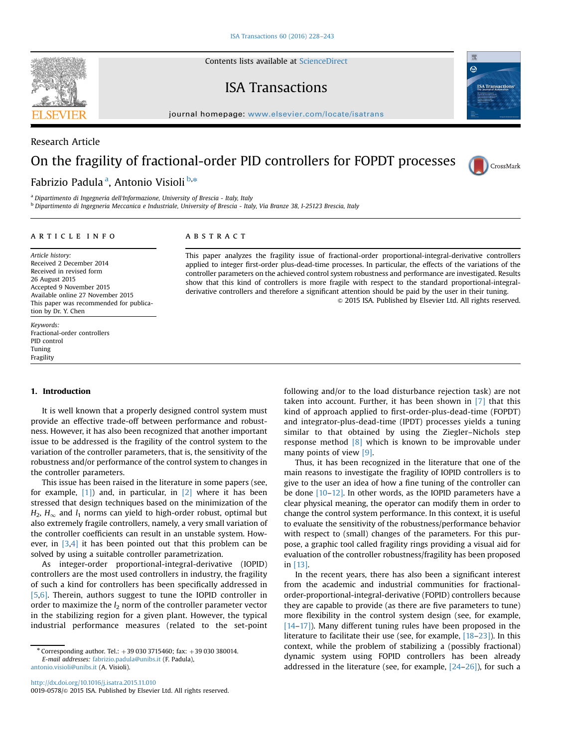Research Article

# On the fragility of fractional-order PID controllers for FOPDT processes

Fabrizio Padula [a], Antonio Visioli [b,*]

[a] Dipartimento di Ingegneria dell'Informazione, University of Brescia - Italy, Italy

[b] Dipartimento di Ingegneria Meccanica e Industriale, University of Brescia - Italy, Via Branze 38, I-25123 Brescia, Italy

**ARTICLE INFO**

*Article history:*
Received 2 December 2014
Received in revised form
26 August 2015
Accepted 9 November 2015
Available online 27 November 2015
This paper was recommended for publication by Dr. Y. Chen

*Keywords:*
Fractional-order controllers
PID control
Tuning
Fragility

**ABSTRACT**

This paper analyzes the fragility issue of fractional-order proportional-integral-derivative controllers applied to integer first-order plus-dead-time processes. In particular, the effects of the variations of the controller parameters on the achieved control system robustness and performance are investigated. Results show that this kind of controllers is more fragile with respect to the standard proportional-integral-derivative controllers and therefore a significant attention should be paid by the user in their tuning.

© 2015 ISA. Published by Elsevier Ltd. All rights reserved.

## 1. Introduction

It is well known that a properly designed control system must provide an effective trade-off between performance and robustness. However, it has also been recognized that another important issue to be addressed is the fragility of the control system to the variation of the controller parameters, that is, the sensitivity of the robustness and/or performance of the control system to changes in the controller parameters.

This issue has been raised in the literature in some papers (see, for example, [1]) and, in particular, in [2] where it has been stressed that design techniques based on the minimization of the $H_2$, $H_\infty$ and $l_1$ norms can yield to high-order robust, optimal but also extremely fragile controllers, namely, a very small variation of the controller coefficients can result in an unstable system. However, in [3,4] it has been pointed out that this problem can be solved by using a suitable controller parametrization.

As integer-order proportional-integral-derivative (IOPID) controllers are the most used controllers in industry, the fragility of such a kind for controllers has been specifically addressed in [5,6]. Therein, authors suggest to tune the IOPID controller in order to maximize the $l_2$ norm of the controller parameter vector in the stabilizing region for a given plant. However, the typical industrial performance measures (related to the set-point following and/or to the load disturbance rejection task) are not taken into account. Further, it has been shown in [7] that this kind of approach applied to first-order-plus-dead-time (FOPDT) and integrator-plus-dead-time (IPDT) processes yields a tuning similar to that obtained by using the Ziegler–Nichols step response method [8] which is known to be improvable under many points of view [9].

Thus, it has been recognized in the literature that one of the main reasons to investigate the fragility of IOPID controllers is to give to the user an idea of how a fine tuning of the controller can be done [10–12]. In other words, as the IOPID parameters have a clear physical meaning, the operator can modify them in order to change the control system performance. In this context, it is useful to evaluate the sensitivity of the robustness/performance behavior with respect to (small) changes of the parameters. For this purpose, a graphic tool called fragility rings providing a visual aid for evaluation of the controller robustness/fragility has been proposed in [13].

In the recent years, there has also been a significant interest from the academic and industrial communities for fractional-order-proportional-integral-derivative (FOPID) controllers because they are capable to provide (as there are five parameters to tune) more flexibility in the control system design (see, for example, [14–17]). Many different tuning rules have been proposed in the literature to facilitate their use (see, for example, [18–23]). In this context, while the problem of stabilizing a (possibly fractional) dynamic system using FOPID controllers has been already addressed in the literature (see, for example, [24–26]), for such a

* Corresponding author. Tel.: +39 030 3715460; fax: +39 030 380014.
E-mail addresses: fabrizio.padula@unibs.it (F. Padula), antonio.visioli@unibs.it (A. Visioli).

http://dx.doi.org/10.1016/j.isatra.2015.11.010
0019-0578/© 2015 ISA. Published by Elsevier Ltd. All rights reserved.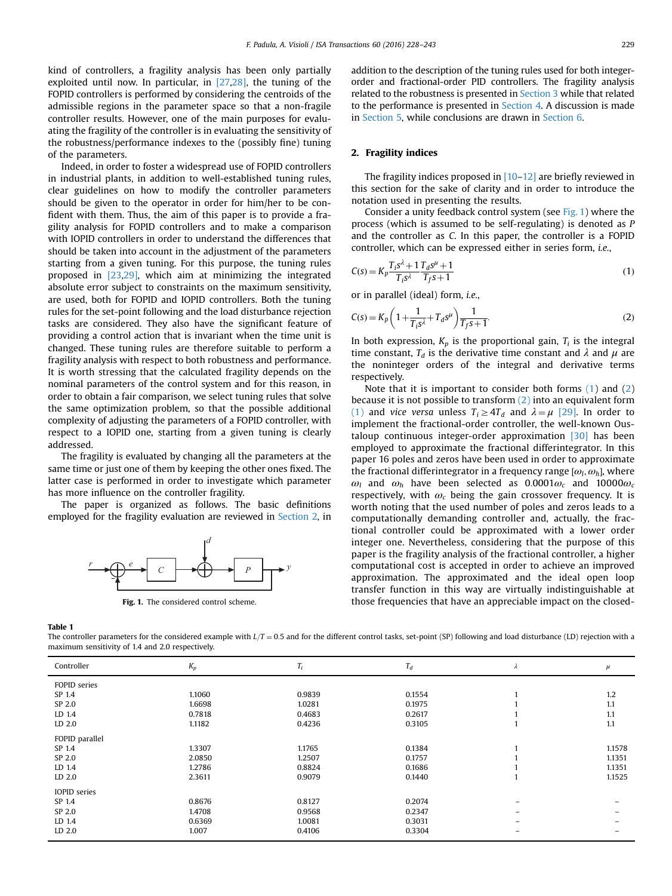kind of controllers, a fragility analysis has been only partially exploited until now. In particular, in [27,28], the tuning of the FOPID controllers is performed by considering the centroids of the admissible regions in the parameter space so that a non-fragile controller results. However, one of the main purposes for evaluating the fragility of the controller is in evaluating the sensitivity of the robustness/performance indexes to the (possibly fine) tuning of the parameters.

Indeed, in order to foster a widespread use of FOPID controllers in industrial plants, in addition to well-established tuning rules, clear guidelines on how to modify the controller parameters should be given to the operator in order for him/her to be confident with them. Thus, the aim of this paper is to provide a fragility analysis for FOPID controllers and to make a comparison with IOPID controllers in order to understand the differences that should be taken into account in the adjustment of the parameters starting from a given tuning. For this purpose, the tuning rules proposed in [23,29], which aim at minimizing the integrated absolute error subject to constraints on the maximum sensitivity, are used, both for FOPID and IOPID controllers. Both the tuning rules for the set-point following and the load disturbance rejection tasks are considered. They also have the significant feature of providing a control action that is invariant when the time unit is changed. These tuning rules are therefore suitable to perform a fragility analysis with respect to both robustness and performance. It is worth stressing that the calculated fragility depends on the nominal parameters of the control system and for this reason, in order to obtain a fair comparison, we select tuning rules that solve the same optimization problem, so that the possible additional complexity of adjusting the parameters of a FOPID controller, with respect to a IOPID one, starting from a given tuning is clearly addressed.

The fragility is evaluated by changing all the parameters at the same time or just one of them by keeping the other ones fixed. The latter case is performed in order to investigate which parameter has more influence on the controller fragility.

The paper is organized as follows. The basic definitions employed for the fragility evaluation are reviewed in Section 2, in addition to the description of the tuning rules used for both integer-order and fractional-order PID controllers. The fragility analysis related to the robustness is presented in Section 3 while that related to the performance is presented in Section 4. A discussion is made in Section 5, while conclusions are drawn in Section 6.

**Fig. 1.** The considered control scheme.

## 2. Fragility indices

The fragility indices proposed in [10–12] are briefly reviewed in this section for the sake of clarity and in order to introduce the notation used in presenting the results.

Consider a unity feedback control system (see Fig. 1) where the process (which is assumed to be self-regulating) is denoted as $P$ and the controller as $C$. In this paper, the controller is a FOPID controller, which can be expressed either in series form, *i.e.*,

$$C(s) = K_p \frac{T_i s^{\lambda}+1}{T_i s^{\lambda}} \frac{T_d s^{\mu}+1}{T_f s+1} \tag{1}$$

or in parallel (ideal) form, *i.e.*,

$$C(s) = K_p \left(1+\frac{1}{T_i s^{\lambda}}+T_d s^{\mu}\right)\frac{1}{T_f s+1}. \tag{2}$$

In both expression, $K_p$ is the proportional gain, $T_i$ is the integral time constant, $T_d$ is the derivative time constant and $\lambda$ and $\mu$ are the noninteger orders of the integral and derivative terms respectively.

Note that it is important to consider both forms (1) and (2) because it is not possible to transform (2) into an equivalent form (1) and *vice versa* unless $T_i \geq 4T_d$ and $\lambda = \mu$ [29]. In order to implement the fractional-order controller, the well-known Oustaloup continuous integer-order approximation [30] has been employed to approximate the fractional differintegrator. In this paper 16 poles and zeros have been used in order to approximate the fractional differintegrator in a frequency range $[\omega_l, \omega_h]$, where $\omega_l$ and $\omega_h$ have been selected as $0.0001\omega_c$ and $10000\omega_c$ respectively, with $\omega_c$ being the gain crossover frequency. It is worth noting that the used number of poles and zeros leads to a computationally demanding controller and, actually, the fractional controller could be approximated with a lower order integer one. Nevertheless, considering that the purpose of this paper is the fragility analysis of the fractional controller, a higher computational cost is accepted in order to achieve an improved approximation. The approximated and the ideal open loop transfer function in this way are virtually indistinguishable at those frequencies that have an appreciable impact on the closed-

**Table 1**
The controller parameters for the considered example with $L/T = 0.5$ and for the different control tasks, set-point (SP) following and load disturbance (LD) rejection with a maximum sensitivity of 1.4 and 2.0 respectively.

| Controller | $K_p$ | $T_i$ | $T_d$ | $\lambda$ | $\mu$ |
|---|---|---|---|---|---|
| FOPID series | | | | | |
| SP 1.4 | 1.1060 | 0.9839 | 0.1554 | 1 | 1.2 |
| SP 2.0 | 1.6698 | 1.0281 | 0.1975 | 1 | 1.1 |
| LD 1.4 | 0.7818 | 0.4683 | 0.2617 | 1 | 1.1 |
| LD 2.0 | 1.1182 | 0.4236 | 0.3105 | 1 | 1.1 |
| FOPID parallel | | | | | |
| SP 1.4 | 1.3307 | 1.1765 | 0.1384 | 1 | 1.1578 |
| SP 2.0 | 2.0850 | 1.2507 | 0.1757 | 1 | 1.1351 |
| LD 1.4 | 1.2786 | 0.8824 | 0.1686 | 1 | 1.1351 |
| LD 2.0 | 2.3611 | 0.9079 | 0.1440 | 1 | 1.1525 |
| IOPID series | | | | | |
| SP 1.4 | 0.8676 | 0.8127 | 0.2074 | – | – |
| SP 2.0 | 1.4708 | 0.9568 | 0.2347 | – | – |
| LD 1.4 | 0.6369 | 1.0081 | 0.3031 | – | – |
| LD 2.0 | 1.007 | 0.4106 | 0.3304 | – | – |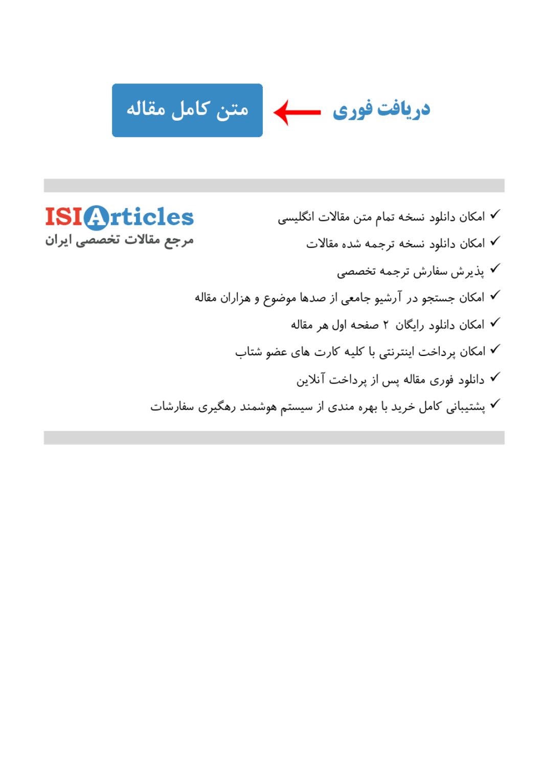دریافت فوری ← متن کامل مقاله

**ISIArticles**
مرجع مقالات تخصصی ایران

- ✓ امکان دانلود نسخه تمام متن مقالات انگلیسی
- ✓ امکان دانلود نسخه ترجمه شده مقالات
- ✓ پذیرش سفارش ترجمه تخصصی
- ✓ امکان جستجو در آرشیو جامعی از صدها موضوع و هزاران مقاله
- ✓ امکان دانلود رایگان ۲ صفحه اول هر مقاله
- ✓ امکان پرداخت اینترنتی با کلیه کارت های عضو شتاب
- ✓ دانلود فوری مقاله پس از پرداخت آنلاین
- ✓ پشتیبانی کامل خرید با بهره مندی از سیستم هوشمند رهگیری سفارشات